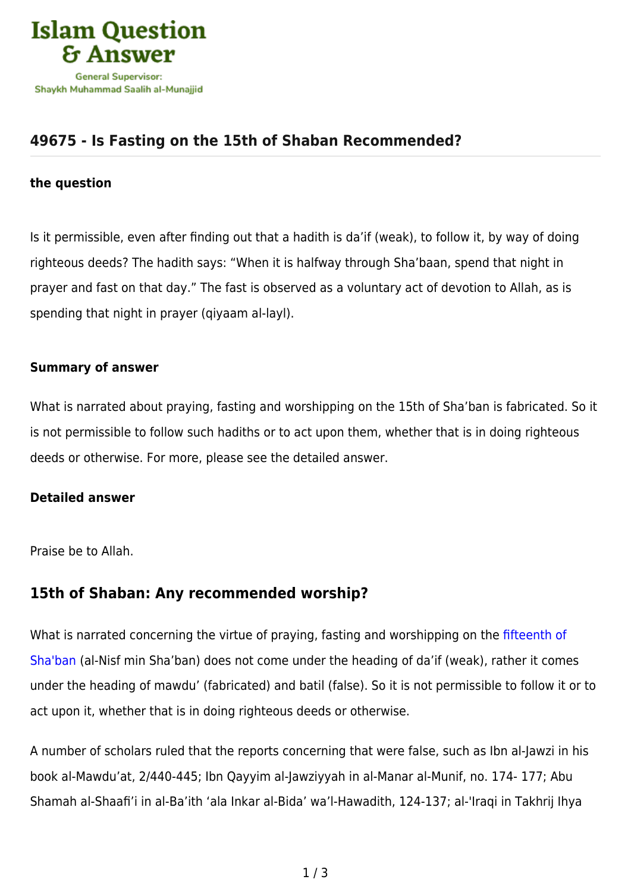Islam Question & Answer

General Supervisor: Shaykh Muhammad Saalih al-Munajjid

# 49675 - Is Fasting on the 15th of Shaban Recommended?

### the question

Is it permissible, even after finding out that a hadith is da'if (weak), to follow it, by way of doing righteous deeds? The hadith says: "When it is halfway through Sha'baan, spend that night in prayer and fast on that day." The fast is observed as a voluntary act of devotion to Allah, as is spending that night in prayer (qiyaam al-layl).

### Summary of answer

What is narrated about praying, fasting and worshipping on the 15th of Sha'ban is fabricated. So it is not permissible to follow such hadiths or to act upon them, whether that is in doing righteous deeds or otherwise. For more, please see the detailed answer.

### Detailed answer

Praise be to Allah.

## 15th of Shaban: Any recommended worship?

What is narrated concerning the virtue of praying, fasting and worshipping on the fifteenth of Sha'ban (al-Nisf min Sha'ban) does not come under the heading of da'if (weak), rather it comes under the heading of mawdu' (fabricated) and batil (false). So it is not permissible to follow it or to act upon it, whether that is in doing righteous deeds or otherwise.

A number of scholars ruled that the reports concerning that were false, such as Ibn al-Jawzi in his book al-Mawdu'at, 2/440-445; Ibn Qayyim al-Jawziyyah in al-Manar al-Munif, no. 174- 177; Abu Shamah al-Shaafi'i in al-Ba'ith 'ala Inkar al-Bida' wa'l-Hawadith, 124-137; al-'Iraqi in Takhrij Ihya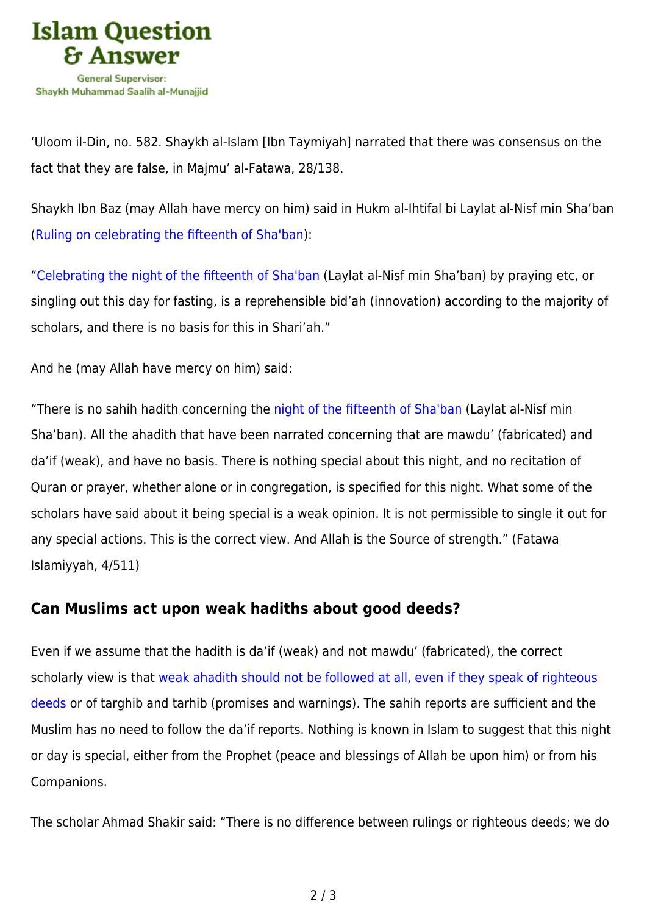'Uloom il-Din, no. 582. Shaykh al-Islam [Ibn Taymiyah] narrated that there was consensus on the fact that they are false, in Majmu' al-Fatawa, 28/138.

Shaykh Ibn Baz (may Allah have mercy on him) said in Hukm al-Ihtifal bi Laylat al-Nisf min Sha'ban (Ruling on celebrating the fifteenth of Sha'ban):

"Celebrating the night of the fifteenth of Sha'ban (Laylat al-Nisf min Sha'ban) by praying etc, or singling out this day for fasting, is a reprehensible bid'ah (innovation) according to the majority of scholars, and there is no basis for this in Shari'ah."

And he (may Allah have mercy on him) said:

"There is no sahih hadith concerning the night of the fifteenth of Sha'ban (Laylat al-Nisf min Sha'ban). All the ahadith that have been narrated concerning that are mawdu' (fabricated) and da'if (weak), and have no basis. There is nothing special about this night, and no recitation of Quran or prayer, whether alone or in congregation, is specified for this night. What some of the scholars have said about it being special is a weak opinion. It is not permissible to single it out for any special actions. This is the correct view. And Allah is the Source of strength." (Fatawa Islamiyyah, 4/511)

## Can Muslims act upon weak hadiths about good deeds?

Even if we assume that the hadith is da'if (weak) and not mawdu' (fabricated), the correct scholarly view is that weak ahadith should not be followed at all, even if they speak of righteous deeds or of targhib and tarhib (promises and warnings). The sahih reports are sufficient and the Muslim has no need to follow the da'if reports. Nothing is known in Islam to suggest that this night or day is special, either from the Prophet (peace and blessings of Allah be upon him) or from his Companions.

The scholar Ahmad Shakir said: "There is no difference between rulings or righteous deeds; we do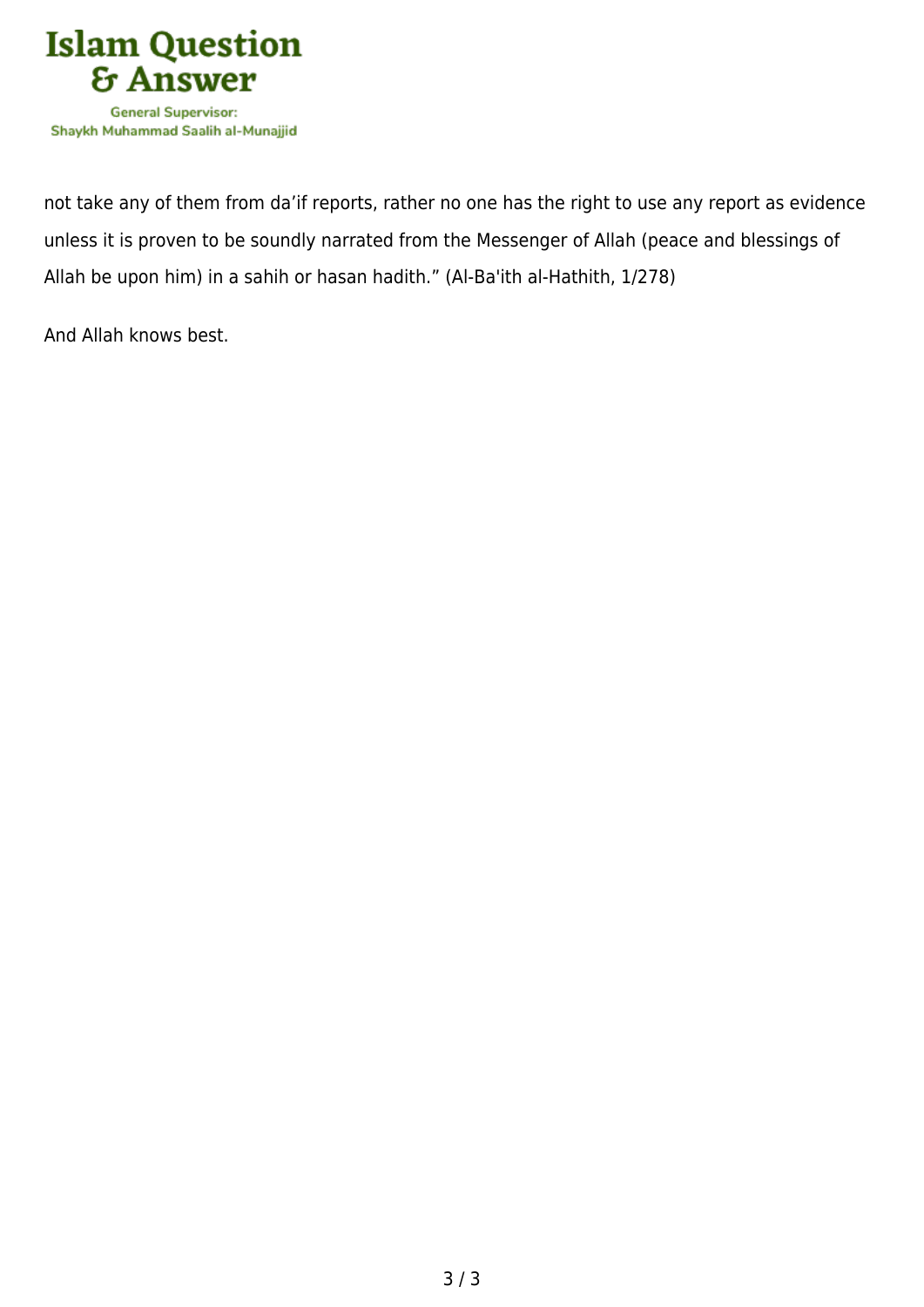not take any of them from da’if reports, rather no one has the right to use any report as evidence unless it is proven to be soundly narrated from the Messenger of Allah (peace and blessings of Allah be upon him) in a sahih or hasan hadith.” (Al-Ba'ith al-Hathith, 1/278)

And Allah knows best.